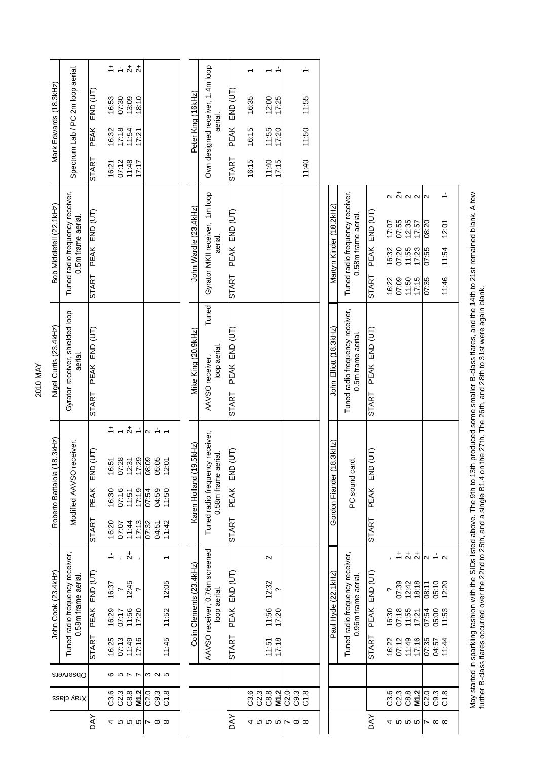# 2010 MAY

| DAY | Xray class | Observers | John Cook (23.4kHz) | | | | Roberto Battaiola (18.3kHz) | | | | Nigel Curtis (23.4kHz) | | | | Bob Middlefell (22.1kHz) | | | | Mark Edwards (18.3kHz) | | | |
|---|---|---|---|---|---|---|---|---|---|---|---|---|---|---|---|---|---|---|---|---|---|---|
| | | | Tuned radio frequency receiver, 0.58m frame aerial. | | | | Modified AAVSO receiver. | | | | Gyrator receiver, shielded loop aerial. | | | | Tuned radio frequency receiver, 0.5m frame aerial. | | | | Spectrum Lab / PC 2m loop aerial. | | | |
| | | | START | PEAK | END (UT) | | START | PEAK | END (UT) | | START | PEAK | END (UT) | | START | PEAK | END (UT) | | START | PEAK | END (UT) | |
| 4 | C3.6 | 6 | 16:25 | 16:29 | 16:37 | 1- | 16:20 | 16:30 | 16:51 | 1+ | | | | | | | | | 16:21 | 16:32 | 16:53 | 1+ |
| 5 | C2.3 | 5 | 07:13 | 07:17 | ? | - | 07:07 | 07:16 | 07:28 | 1 | | | | | | | | | 07:12 | 07:18 | 07:30 | 1- |
| 5 | C8.8 | 7 | 11:49 | 11:56 | 12:45 | 2+ | 11:44 | 11:51 | 12:31 | 2+ | | | | | | | | | 11:48 | 11:54 | 13:09 | 2+ |
| 5 | **M1.2** | 7 | 17:16 | 17:20 | ? | - | 17:13 | 17:19 | 17:29 | 1- | | | | | | | | | 17:17 | 17:21 | 18:10 | 2+ |
| 7 | C2.0 | 3 | | | | | 07:32 | 07:54 | 08:09 | 2 | | | | | | | | | | | | |
| 8 | C9.3 | 2 | | | | | 04:51 | 04:59 | 05:05 | 1- | | | | | | | | | | | | |
| 8 | C1.8 | 5 | 11:45 | 11:52 | 12:05 | 1 | 11:42 | 11:50 | 12:01 | 1 | | | | | | | | | | | | |

| DAY | Xray class | Colin Clements (23.4kHz) | | | | Karen Holland (19.5kHz) | | | | Mike King (20.9kHz) | | | | John Wardle (23.4kHz) | | | | Peter King (16kHz) | | | |
|---|---|---|---|---|---|---|---|---|---|---|---|---|---|---|---|---|---|---|---|---|---|
| | | AAVSO receiver, 0.76m screened loop aerial. | | | | Tuned radio frequency receiver, 0.58m frame aerial. | | | | AAVSO receiver. Tuned loop aerial. | | | | Gyrator MKII receiver, 1m loop aerial. | | | | Own designed receiver, 1.4m loop aerial. | | | |
| | | START | PEAK | END (UT) | | START | PEAK | END (UT) | | START | PEAK | END (UT) | | START | PEAK | END (UT) | | START | PEAK | END (UT) | |
| 4 | C3.6 | | | | | | | | | | | | | | | | | 16:15 | 16:15 | 16:35 | 1 |
| 5 | C2.3 | | | | | | | | | | | | | | | | | | | | |
| 5 | C8.8 | 11:51 | 11:56 | 12:32 | 2 | | | | | | | | | | | | | 11:40 | 11:55 | 12:00 | 1 |
| 5 | **M1.2** | 17:18 | 17:20 | ? | | | | | | | | | | | | | | 17:15 | 17:20 | 17:25 | 1- |
| 7 | C2.0 | | | | | | | | | | | | | | | | | | | | |
| 8 | C9.3 | | | | | | | | | | | | | | | | | | | | |
| 8 | C1.8 | | | | | | | | | | | | | | | | | 11:40 | 11:50 | 11:55 | 1- |

| DAY | Xray class | Paul Hyde (22.1kHz) | | | | Gordon Fiander (18.3kHz) | | | | John Elliott (18.3kHz) | | | | Martyn Kinder (18.2kHz) | | | |
|---|---|---|---|---|---|---|---|---|---|---|---|---|---|---|---|---|---|
| | | Tuned radio frequency receiver, 0.96m frame aerial. | | | | PC sound card. | | | | Tuned radio frequency receiver, 0.5m frame aerial. | | | | Tuned radio frequency receiver, 0.58m frame aerial. | | | |
| | | START | PEAK | END (UT) | | START | PEAK | END (UT) | | START | PEAK | END (UT) | | START | PEAK | END (UT) | |
| 4 | C3.6 | 16:22 | 16:30 | ? | - | | | | | | | | | 16:22 | 16:32 | 17:07 | 2 |
| 5 | C2.3 | 07:12 | 07:18 | 07:39 | 1+ | | | | | | | | | 07:09 | 07:20 | 07:55 | 2+ |
| 5 | C8.8 | 11:49 | 11:55 | 12:42 | 2+ | | | | | | | | | 11:50 | 11:55 | 12:35 | 2 |
| 5 | **M1.2** | 17:16 | 17:21 | 18:18 | 2+ | | | | | | | | | 17:15 | 17:23 | 17:57 | 2 |
| 7 | C2.0 | 07:35 | 07:54 | 08:11 | 2 | | | | | | | | | 07:35 | 07:55 | 08:20 | 2 |
| 8 | C9.3 | 04:57 | 05:00 | 05:10 | 1- | | | | | | | | | | | | |
| 8 | C1.8 | 11:44 | 11:53 | 12:20 | 2 | | | | | | | | | 11:46 | 11:54 | 12:01 | 1- |

May started in sparkling fashion with the SIDs listed above. The 9th to 13th produced some smaller B-class flares, and the 14th to 21st remained blank. A few further B-class flares occurred over the 22nd to 25th, and a single B1.4 on the 27th. The 26th, and 28th to 31st were again blank.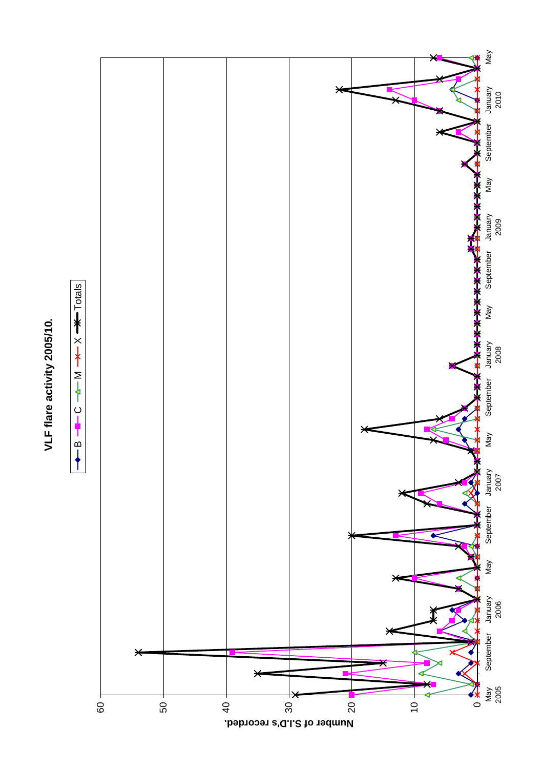**VLF flare activity 2005/10.**

B — C — M — X — Totals

Number of S.I.D's recorded.

0 10 20 30 40 50 60

May 2005 · September · January 2006 · May · September · January 2007 · May · September · January 2008 · May · September · January 2009 · May · September · January 2010 · May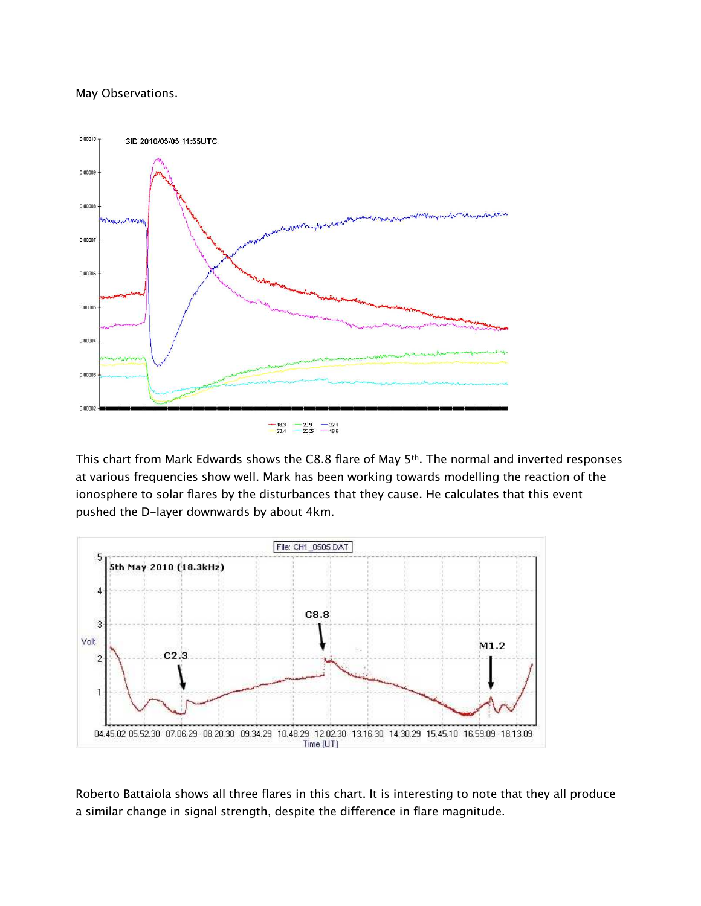May Observations.

This chart from Mark Edwards shows the C8.8 flare of May 5th. The normal and inverted responses at various frequencies show well. Mark has been working towards modelling the reaction of the ionosphere to solar flares by the disturbances that they cause. He calculates that this event pushed the D-layer downwards by about 4km.

Roberto Battaiola shows all three flares in this chart. It is interesting to note that they all produce a similar change in signal strength, despite the difference in flare magnitude.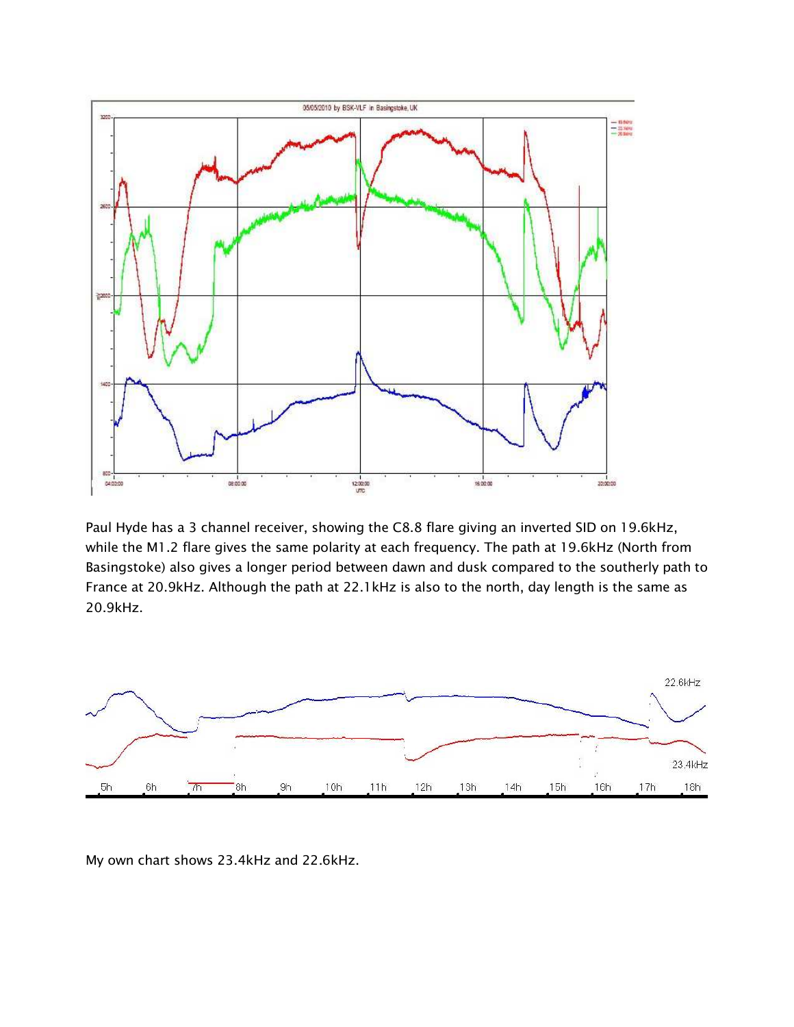05/05/2010 by BSK-VLF in Basingstoke, UK

3200
2600
2000
1400
800

04:00:00
08:00:00
12:00:00
UTC
16:00:00
20:00:00

Paul Hyde has a 3 channel receiver, showing the C8.8 flare giving an inverted SID on 19.6kHz, while the M1.2 flare gives the same polarity at each frequency. The path at 19.6kHz (North from Basingstoke) also gives a longer period between dawn and dusk compared to the southerly path to France at 20.9kHz. Although the path at 22.1kHz is also to the north, day length is the same as 20.9kHz.

22.6kHz
23.4kHz

5h 6h 7h 8h 9h 10h 11h 12h 13h 14h 15h 16h 17h 18h

My own chart shows 23.4kHz and 22.6kHz.